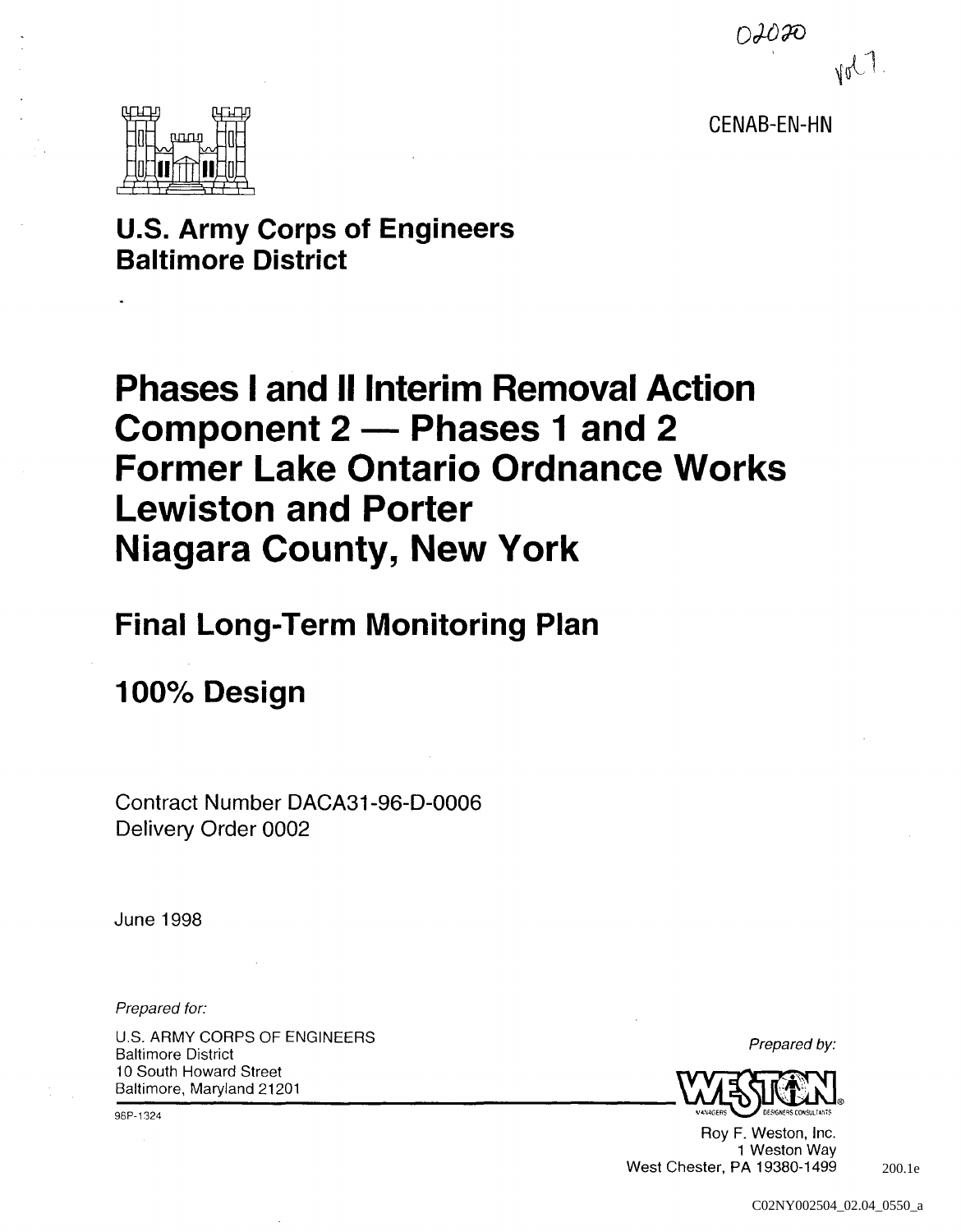02020

vol 1.

CENAB-EN-HN

**U.S. Army Corps of Engineers**
**Baltimore District**

# Phases I and II Interim Removal Action Component 2 — Phases 1 and 2 Former Lake Ontario Ordnance Works Lewiston and Porter Niagara County, New York

## Final Long-Term Monitoring Plan

## 100% Design

Contract Number DACA31-96-D-0006
Delivery Order 0002

June 1998

*Prepared for:*

U.S. ARMY CORPS OF ENGINEERS
Baltimore District
10 South Howard Street
Baltimore, Maryland 21201

98P-1324

*Prepared by:*

WESTON
MANAGERS DESIGNERS CONSULTANTS

Roy F. Weston, Inc.
1 Weston Way
West Chester, PA 19380-1499

200.1e

C02NY002504_02.04_0550_a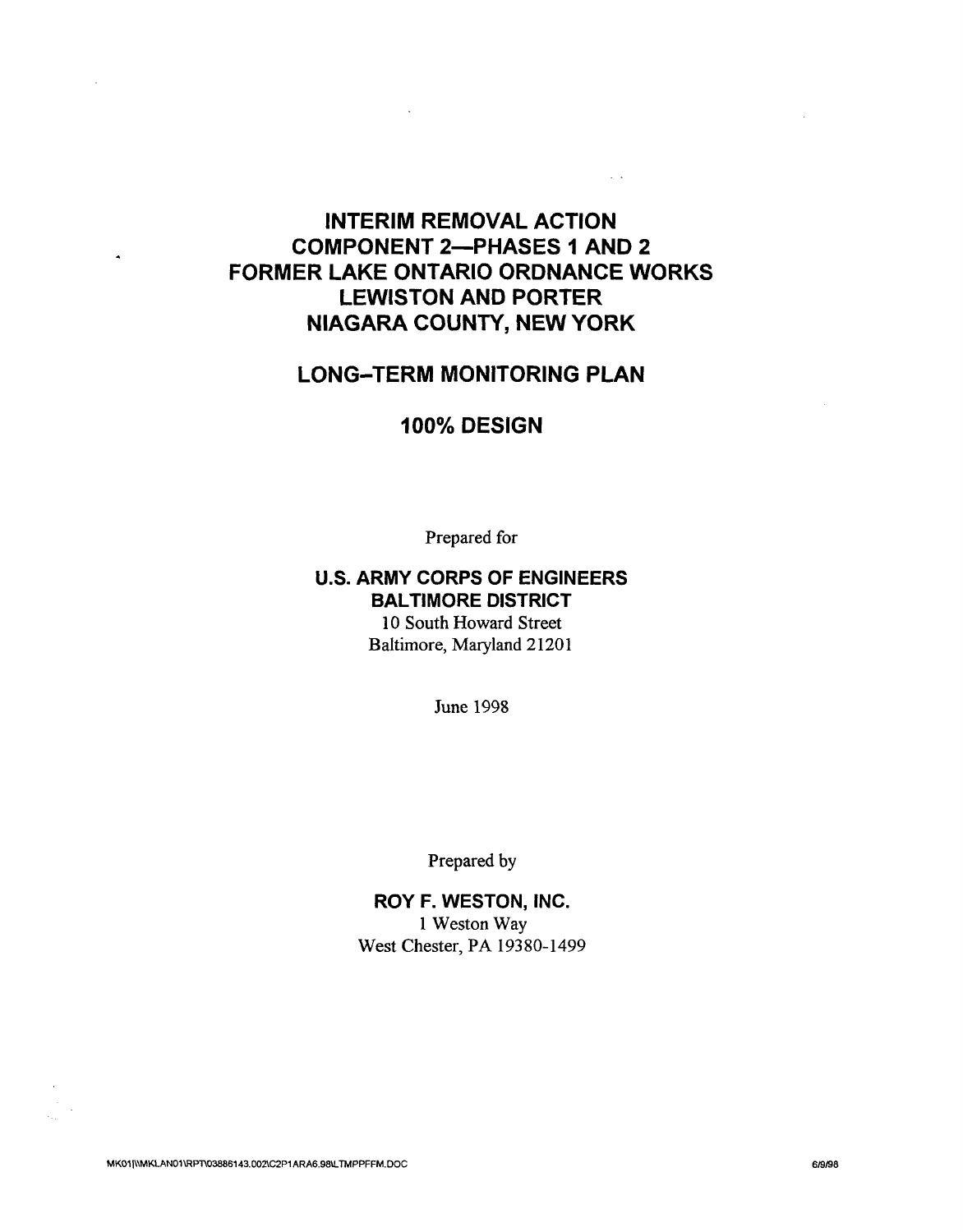# INTERIM REMOVAL ACTION
# COMPONENT 2—PHASES 1 AND 2
# FORMER LAKE ONTARIO ORDNANCE WORKS
# LEWISTON AND PORTER
# NIAGARA COUNTY, NEW YORK

## LONG-TERM MONITORING PLAN

## 100% DESIGN

Prepared for

**U.S. ARMY CORPS OF ENGINEERS**
**BALTIMORE DISTRICT**
10 South Howard Street
Baltimore, Maryland 21201

June 1998

Prepared by

**ROY F. WESTON, INC.**
1 Weston Way
West Chester, PA 19380-1499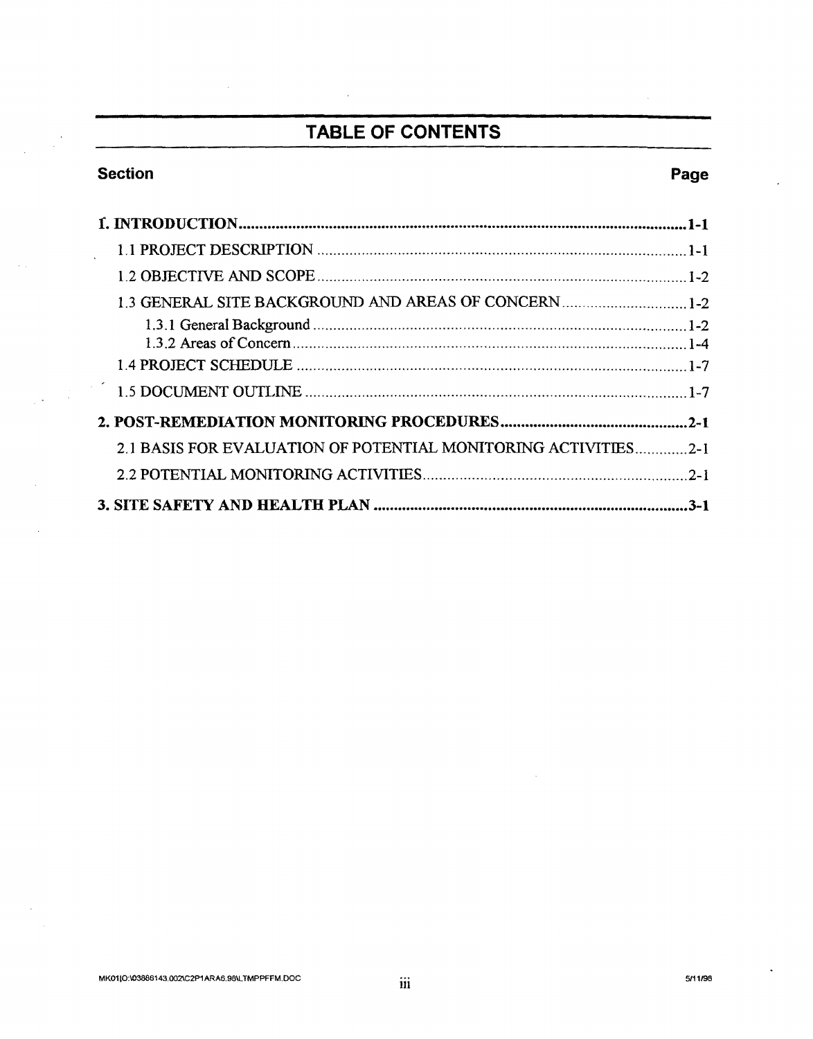# TABLE OF CONTENTS

| Section | Page |
|---|---|
| **1. INTRODUCTION** | **1-1** |
| 1.1 PROJECT DESCRIPTION | 1-1 |
| 1.2 OBJECTIVE AND SCOPE | 1-2 |
| 1.3 GENERAL SITE BACKGROUND AND AREAS OF CONCERN | 1-2 |
| 1.3.1 General Background | 1-2 |
| 1.3.2 Areas of Concern | 1-4 |
| 1.4 PROJECT SCHEDULE | 1-7 |
| 1.5 DOCUMENT OUTLINE | 1-7 |
| **2. POST-REMEDIATION MONITORING PROCEDURES** | **2-1** |
| 2.1 BASIS FOR EVALUATION OF POTENTIAL MONITORING ACTIVITIES | 2-1 |
| 2.2 POTENTIAL MONITORING ACTIVITIES | 2-1 |
| **3. SITE SAFETY AND HEALTH PLAN** | **3-1** |

MK01|O:\03886143.002\C2P1ARA6.98\LTMPPFFM.DOC 5/11/98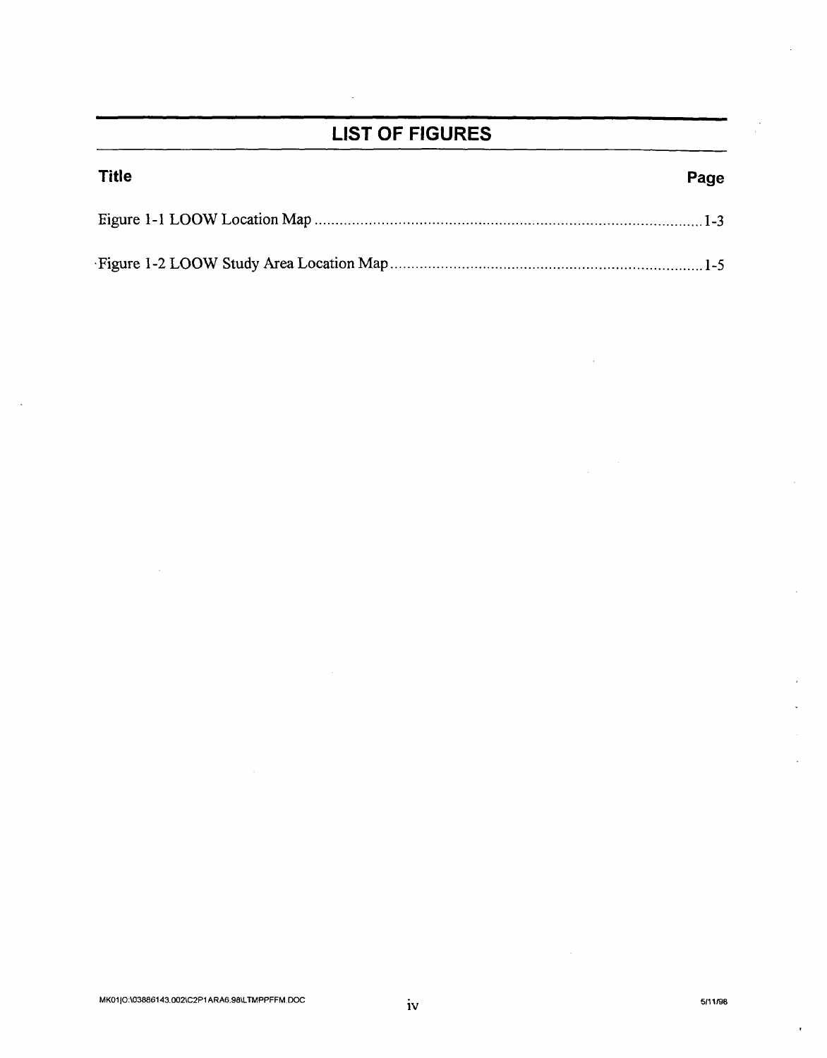# LIST OF FIGURES

| Title | Page |
| --- | --- |
| Figure 1-1 LOOW Location Map | 1-3 |
| Figure 1-2 LOOW Study Area Location Map | 1-5 |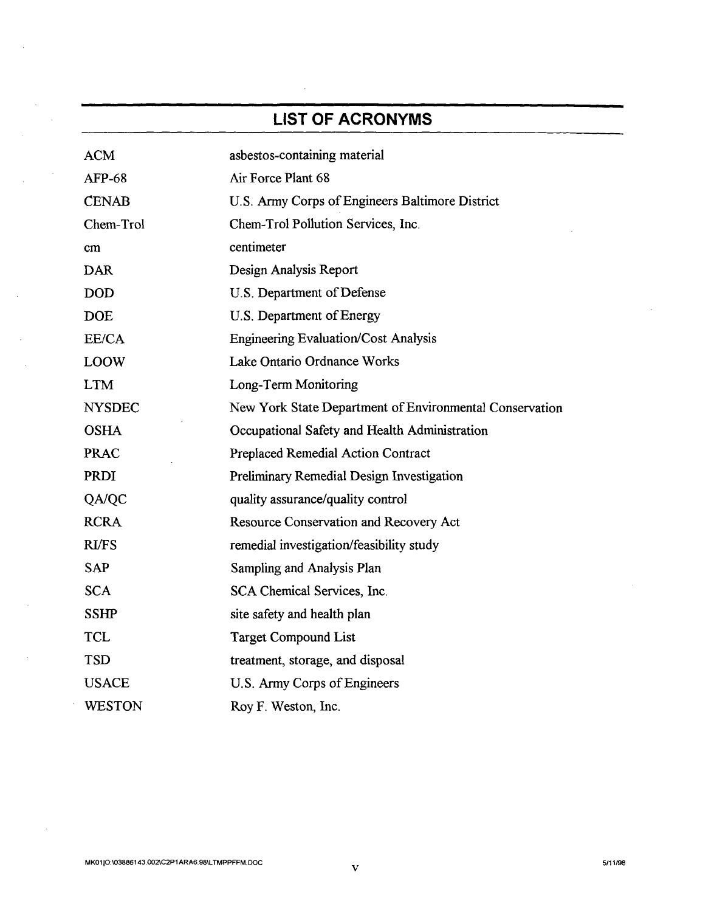## LIST OF ACRONYMS

| | |
|---|---|
| ACM | asbestos-containing material |
| AFP-68 | Air Force Plant 68 |
| CENAB | U.S. Army Corps of Engineers Baltimore District |
| Chem-Trol | Chem-Trol Pollution Services, Inc. |
| cm | centimeter |
| DAR | Design Analysis Report |
| DOD | U.S. Department of Defense |
| DOE | U.S. Department of Energy |
| EE/CA | Engineering Evaluation/Cost Analysis |
| LOOW | Lake Ontario Ordnance Works |
| LTM | Long-Term Monitoring |
| NYSDEC | New York State Department of Environmental Conservation |
| OSHA | Occupational Safety and Health Administration |
| PRAC | Preplaced Remedial Action Contract |
| PRDI | Preliminary Remedial Design Investigation |
| QA/QC | quality assurance/quality control |
| RCRA | Resource Conservation and Recovery Act |
| RI/FS | remedial investigation/feasibility study |
| SAP | Sampling and Analysis Plan |
| SCA | SCA Chemical Services, Inc. |
| SSHP | site safety and health plan |
| TCL | Target Compound List |
| TSD | treatment, storage, and disposal |
| USACE | U.S. Army Corps of Engineers |
| WESTON | Roy F. Weston, Inc. |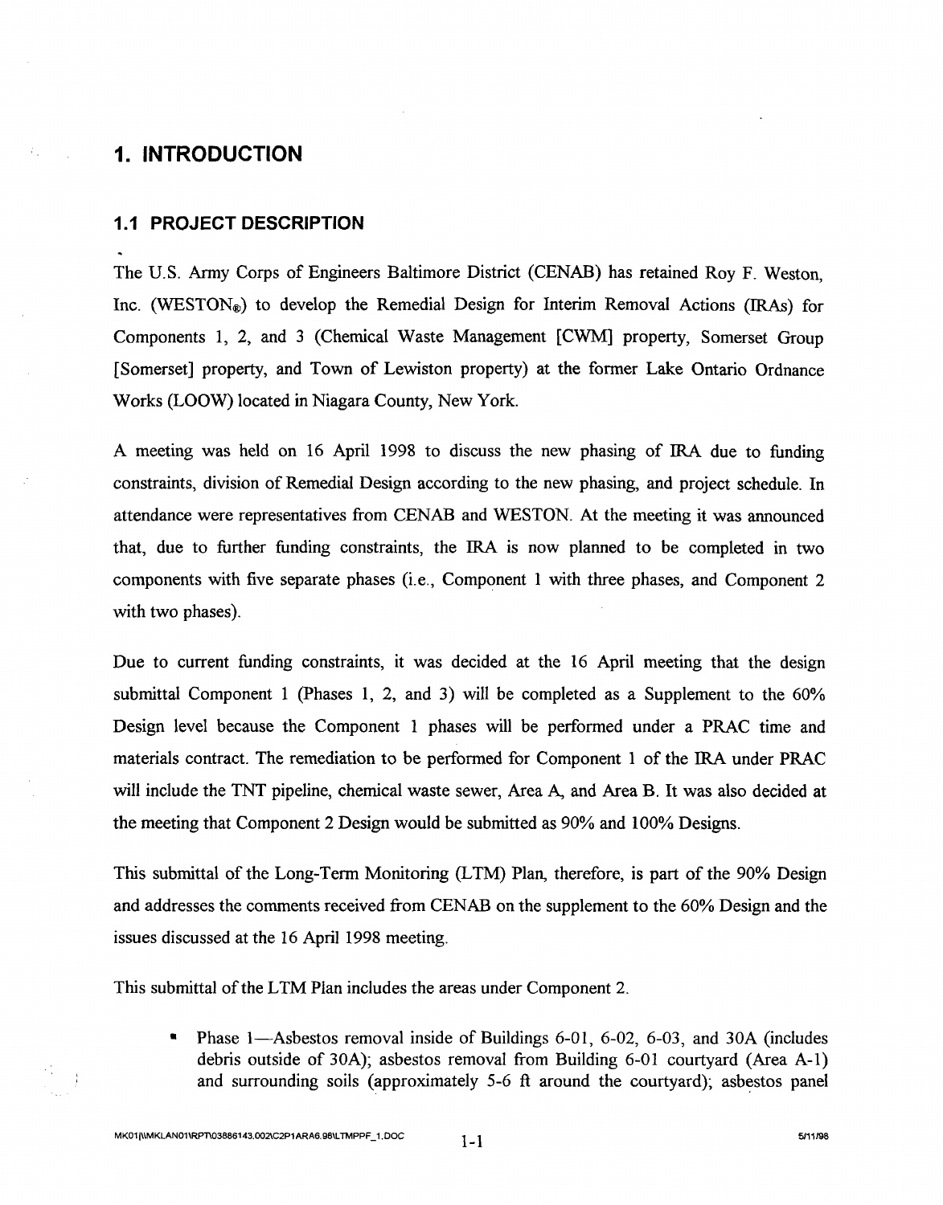# 1. INTRODUCTION

## 1.1 PROJECT DESCRIPTION

The U.S. Army Corps of Engineers Baltimore District (CENAB) has retained Roy F. Weston, Inc. (WESTON®) to develop the Remedial Design for Interim Removal Actions (IRAs) for Components 1, 2, and 3 (Chemical Waste Management [CWM] property, Somerset Group [Somerset] property, and Town of Lewiston property) at the former Lake Ontario Ordnance Works (LOOW) located in Niagara County, New York.

A meeting was held on 16 April 1998 to discuss the new phasing of IRA due to funding constraints, division of Remedial Design according to the new phasing, and project schedule. In attendance were representatives from CENAB and WESTON. At the meeting it was announced that, due to further funding constraints, the IRA is now planned to be completed in two components with five separate phases (i.e., Component 1 with three phases, and Component 2 with two phases).

Due to current funding constraints, it was decided at the 16 April meeting that the design submittal Component 1 (Phases 1, 2, and 3) will be completed as a Supplement to the 60% Design level because the Component 1 phases will be performed under a PRAC time and materials contract. The remediation to be performed for Component 1 of the IRA under PRAC will include the TNT pipeline, chemical waste sewer, Area A, and Area B. It was also decided at the meeting that Component 2 Design would be submitted as 90% and 100% Designs.

This submittal of the Long-Term Monitoring (LTM) Plan, therefore, is part of the 90% Design and addresses the comments received from CENAB on the supplement to the 60% Design and the issues discussed at the 16 April 1998 meeting.

This submittal of the LTM Plan includes the areas under Component 2.

- Phase 1—Asbestos removal inside of Buildings 6-01, 6-02, 6-03, and 30A (includes debris outside of 30A); asbestos removal from Building 6-01 courtyard (Area A-1) and surrounding soils (approximately 5-6 ft around the courtyard); asbestos panel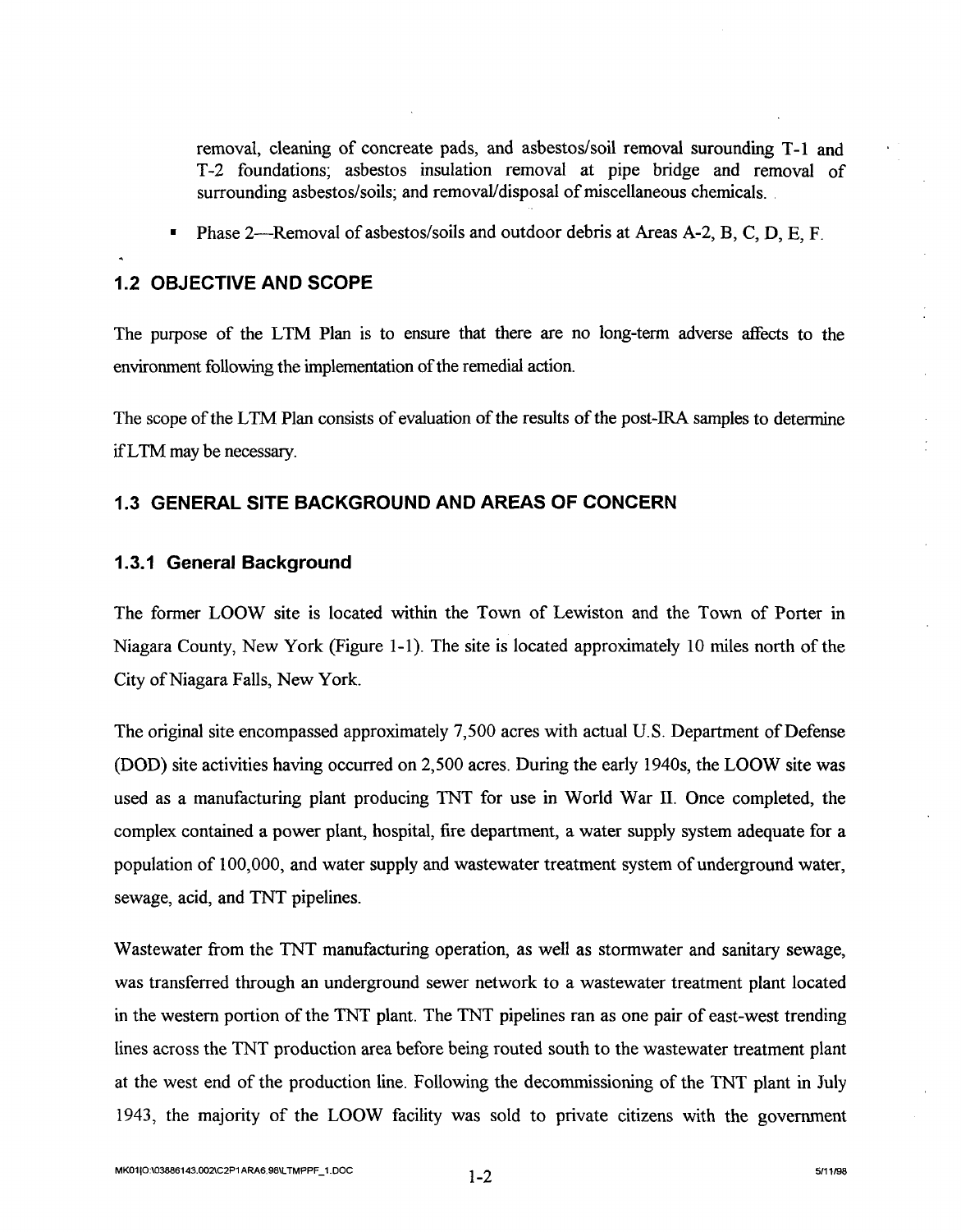removal, cleaning of concreate pads, and asbestos/soil removal suronding T-1 and T-2 foundations; asbestos insulation removal at pipe bridge and removal of surrounding asbestos/soils; and removal/disposal of miscellaneous chemicals.

- Phase 2—Removal of asbestos/soils and outdoor debris at Areas A-2, B, C, D, E, F.

## 1.2 OBJECTIVE AND SCOPE

The purpose of the LTM Plan is to ensure that there are no long-term adverse affects to the environment following the implementation of the remedial action.

The scope of the LTM Plan consists of evaluation of the results of the post-IRA samples to determine if LTM may be necessary.

## 1.3 GENERAL SITE BACKGROUND AND AREAS OF CONCERN

### 1.3.1 General Background

The former LOOW site is located within the Town of Lewiston and the Town of Porter in Niagara County, New York (Figure 1-1). The site is located approximately 10 miles north of the City of Niagara Falls, New York.

The original site encompassed approximately 7,500 acres with actual U.S. Department of Defense (DOD) site activities having occurred on 2,500 acres. During the early 1940s, the LOOW site was used as a manufacturing plant producing TNT for use in World War II. Once completed, the complex contained a power plant, hospital, fire department, a water supply system adequate for a population of 100,000, and water supply and wastewater treatment system of underground water, sewage, acid, and TNT pipelines.

Wastewater from the TNT manufacturing operation, as well as stormwater and sanitary sewage, was transferred through an underground sewer network to a wastewater treatment plant located in the western portion of the TNT plant. The TNT pipelines ran as one pair of east-west trending lines across the TNT production area before being routed south to the wastewater treatment plant at the west end of the production line. Following the decommissioning of the TNT plant in July 1943, the majority of the LOOW facility was sold to private citizens with the government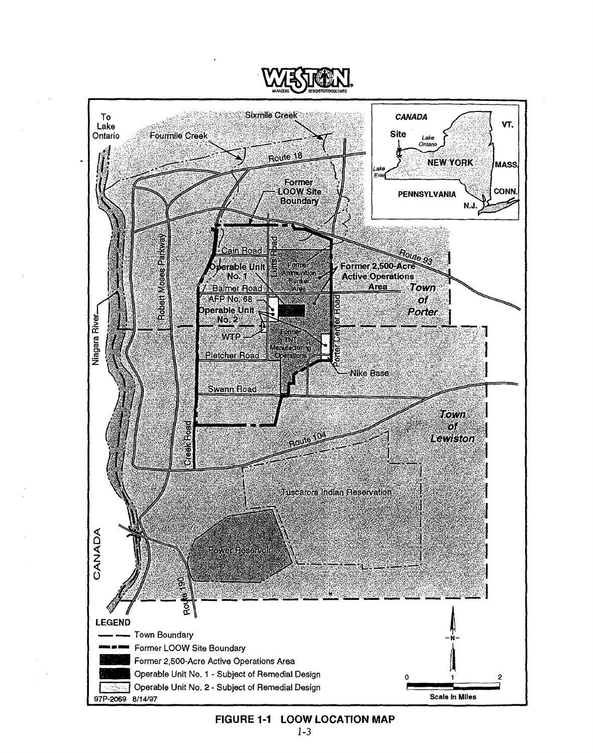FIGURE 1-1 LOOW LOCATION MAP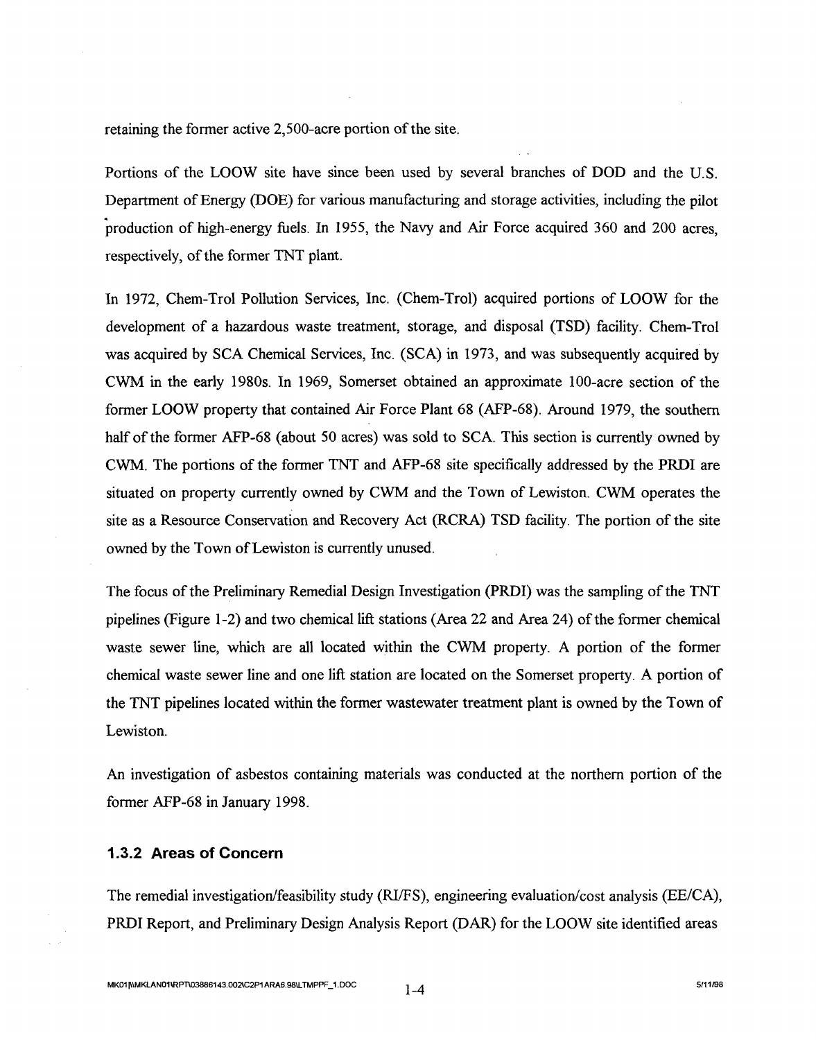retaining the former active 2,500-acre portion of the site.

Portions of the LOOW site have since been used by several branches of DOD and the U.S. Department of Energy (DOE) for various manufacturing and storage activities, including the pilot production of high-energy fuels. In 1955, the Navy and Air Force acquired 360 and 200 acres, respectively, of the former TNT plant.

In 1972, Chem-Trol Pollution Services, Inc. (Chem-Trol) acquired portions of LOOW for the development of a hazardous waste treatment, storage, and disposal (TSD) facility. Chem-Trol was acquired by SCA Chemical Services, Inc. (SCA) in 1973, and was subsequently acquired by CWM in the early 1980s. In 1969, Somerset obtained an approximate 100-acre section of the former LOOW property that contained Air Force Plant 68 (AFP-68). Around 1979, the southern half of the former AFP-68 (about 50 acres) was sold to SCA. This section is currently owned by CWM. The portions of the former TNT and AFP-68 site specifically addressed by the PRDI are situated on property currently owned by CWM and the Town of Lewiston. CWM operates the site as a Resource Conservation and Recovery Act (RCRA) TSD facility. The portion of the site owned by the Town of Lewiston is currently unused.

The focus of the Preliminary Remedial Design Investigation (PRDI) was the sampling of the TNT pipelines (Figure 1-2) and two chemical lift stations (Area 22 and Area 24) of the former chemical waste sewer line, which are all located within the CWM property. A portion of the former chemical waste sewer line and one lift station are located on the Somerset property. A portion of the TNT pipelines located within the former wastewater treatment plant is owned by the Town of Lewiston.

An investigation of asbestos containing materials was conducted at the northern portion of the former AFP-68 in January 1998.

### 1.3.2 Areas of Concern

The remedial investigation/feasibility study (RI/FS), engineering evaluation/cost analysis (EE/CA), PRDI Report, and Preliminary Design Analysis Report (DAR) for the LOOW site identified areas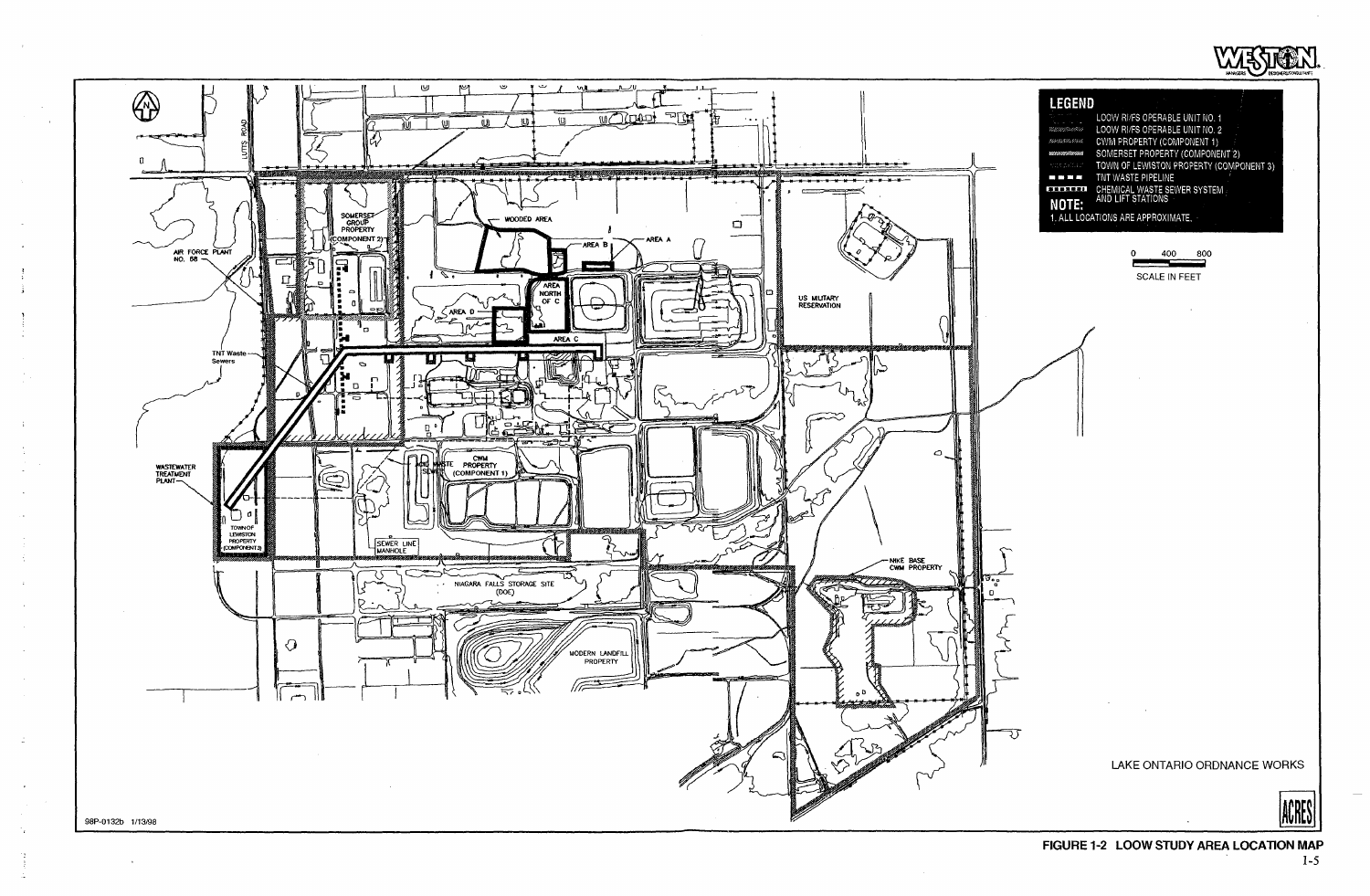LEGEND

- LOOW RI/FS OPERABLE UNIT NO. 1
- LOOW RI/FS OPERABLE UNIT NO. 2
- CWM PROPERTY (COMPONENT 1)
- SOMERSET PROPERTY (COMPONENT 2)
- TOWN OF LEWISTON PROPERTY (COMPONENT 3)
- TNT WASTE PIPELINE
- CHEMICAL WASTE SEWER SYSTEM AND LIFT STATIONS

NOTE:
1. ALL LOCATIONS ARE APPROXIMATE.

0 400 800
SCALE IN FEET

LUTTS ROAD

SOMERSET GROUP PROPERTY (COMPONENT 2)

AIR FORCE PLANT NO. 68

WOODED AREA

AREA B

AREA A

AREA NORTH OF C

AREA D

AREA C

US MILITARY RESERVATION

TNT Waste Sewers

WASTEWATER TREATMENT PLANT

ACID WASTE SEWER

CWM PROPERTY (COMPONENT 1)

TOWN OF LEWISTON PROPERTY (COMPONENT 3)

SEWER LINE MANHOLE

NIAGARA FALLS STORAGE SITE (DOE)

NIKE BASE CWM PROPERTY

MODERN LANDFILL PROPERTY

LAKE ONTARIO ORDNANCE WORKS

98P-0132b 1/13/98

**FIGURE 1-2 LOOW STUDY AREA LOCATION MAP**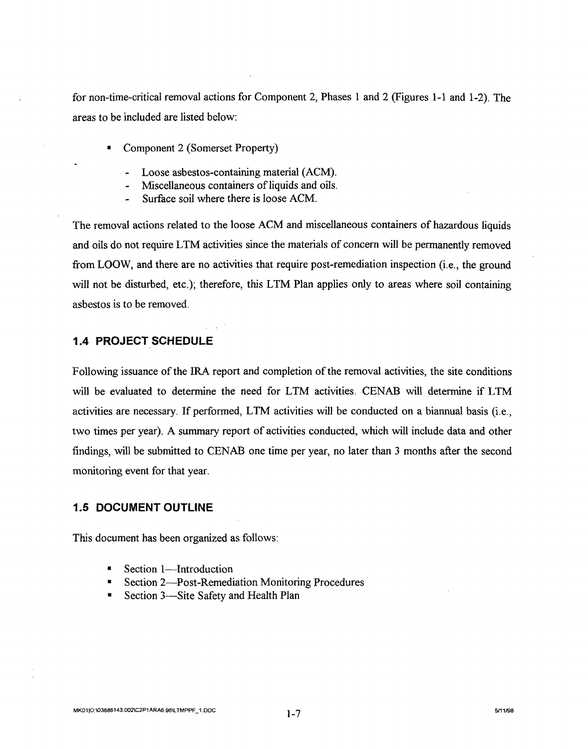for non-time-critical removal actions for Component 2, Phases 1 and 2 (Figures 1-1 and 1-2). The areas to be included are listed below:

- Component 2 (Somerset Property)
  - Loose asbestos-containing material (ACM).
  - Miscellaneous containers of liquids and oils.
  - Surface soil where there is loose ACM.

The removal actions related to the loose ACM and miscellaneous containers of hazardous liquids and oils do not require LTM activities since the materials of concern will be permanently removed from LOOW, and there are no activities that require post-remediation inspection (i.e., the ground will not be disturbed, etc.); therefore, this LTM Plan applies only to areas where soil containing asbestos is to be removed.

### 1.4 PROJECT SCHEDULE

Following issuance of the IRA report and completion of the removal activities, the site conditions will be evaluated to determine the need for LTM activities. CENAB will determine if LTM activities are necessary. If performed, LTM activities will be conducted on a biannual basis (i.e., two times per year). A summary report of activities conducted, which will include data and other findings, will be submitted to CENAB one time per year, no later than 3 months after the second monitoring event for that year.

### 1.5 DOCUMENT OUTLINE

This document has been organized as follows:

- Section 1—Introduction
- Section 2—Post-Remediation Monitoring Procedures
- Section 3—Site Safety and Health Plan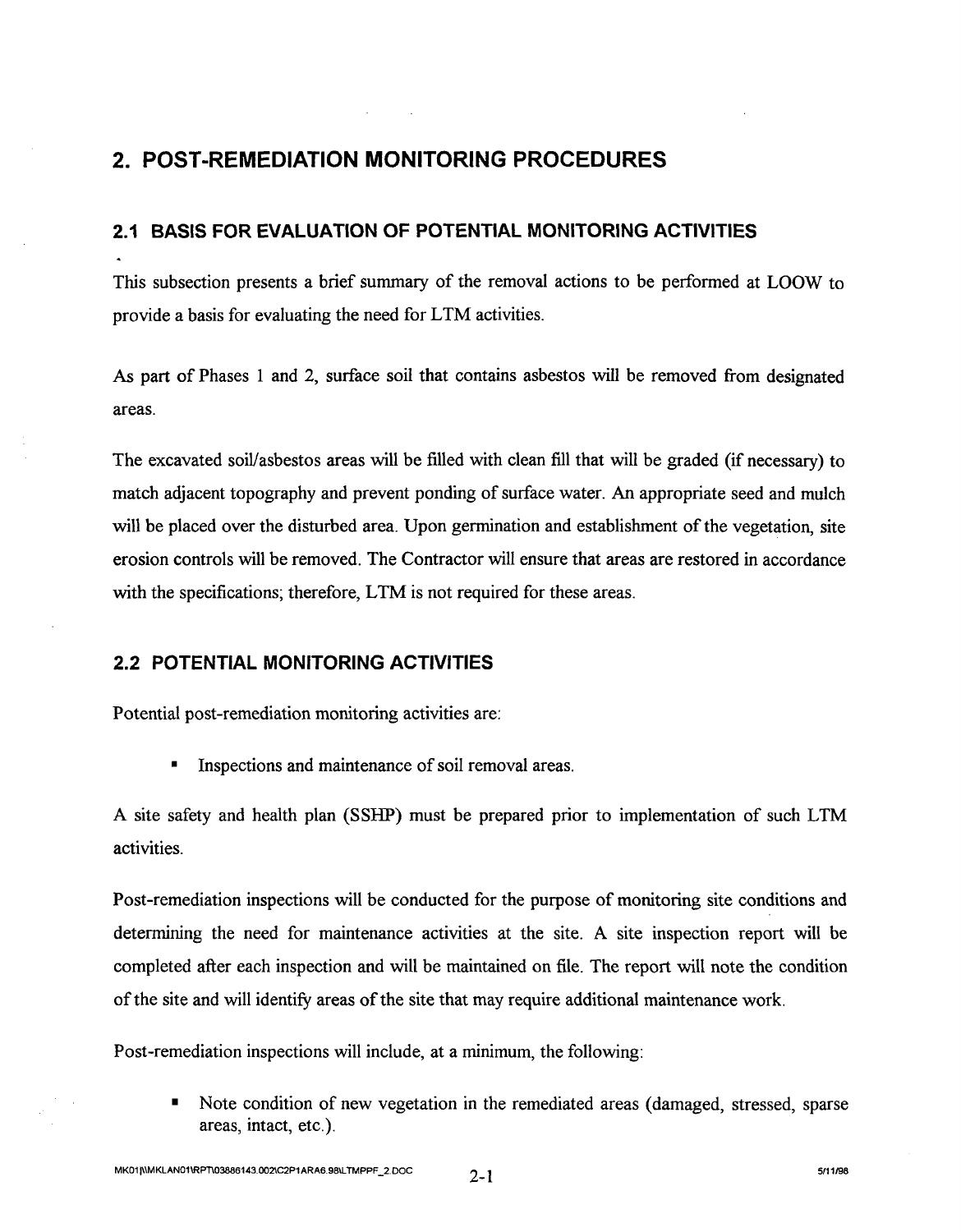# 2. POST-REMEDIATION MONITORING PROCEDURES

## 2.1 BASIS FOR EVALUATION OF POTENTIAL MONITORING ACTIVITIES

This subsection presents a brief summary of the removal actions to be performed at LOOW to provide a basis for evaluating the need for LTM activities.

As part of Phases 1 and 2, surface soil that contains asbestos will be removed from designated areas.

The excavated soil/asbestos areas will be filled with clean fill that will be graded (if necessary) to match adjacent topography and prevent ponding of surface water. An appropriate seed and mulch will be placed over the disturbed area. Upon germination and establishment of the vegetation, site erosion controls will be removed. The Contractor will ensure that areas are restored in accordance with the specifications; therefore, LTM is not required for these areas.

## 2.2 POTENTIAL MONITORING ACTIVITIES

Potential post-remediation monitoring activities are:

- Inspections and maintenance of soil removal areas.

A site safety and health plan (SSHP) must be prepared prior to implementation of such LTM activities.

Post-remediation inspections will be conducted for the purpose of monitoring site conditions and determining the need for maintenance activities at the site. A site inspection report will be completed after each inspection and will be maintained on file. The report will note the condition of the site and will identify areas of the site that may require additional maintenance work.

Post-remediation inspections will include, at a minimum, the following:

- Note condition of new vegetation in the remediated areas (damaged, stressed, sparse areas, intact, etc.).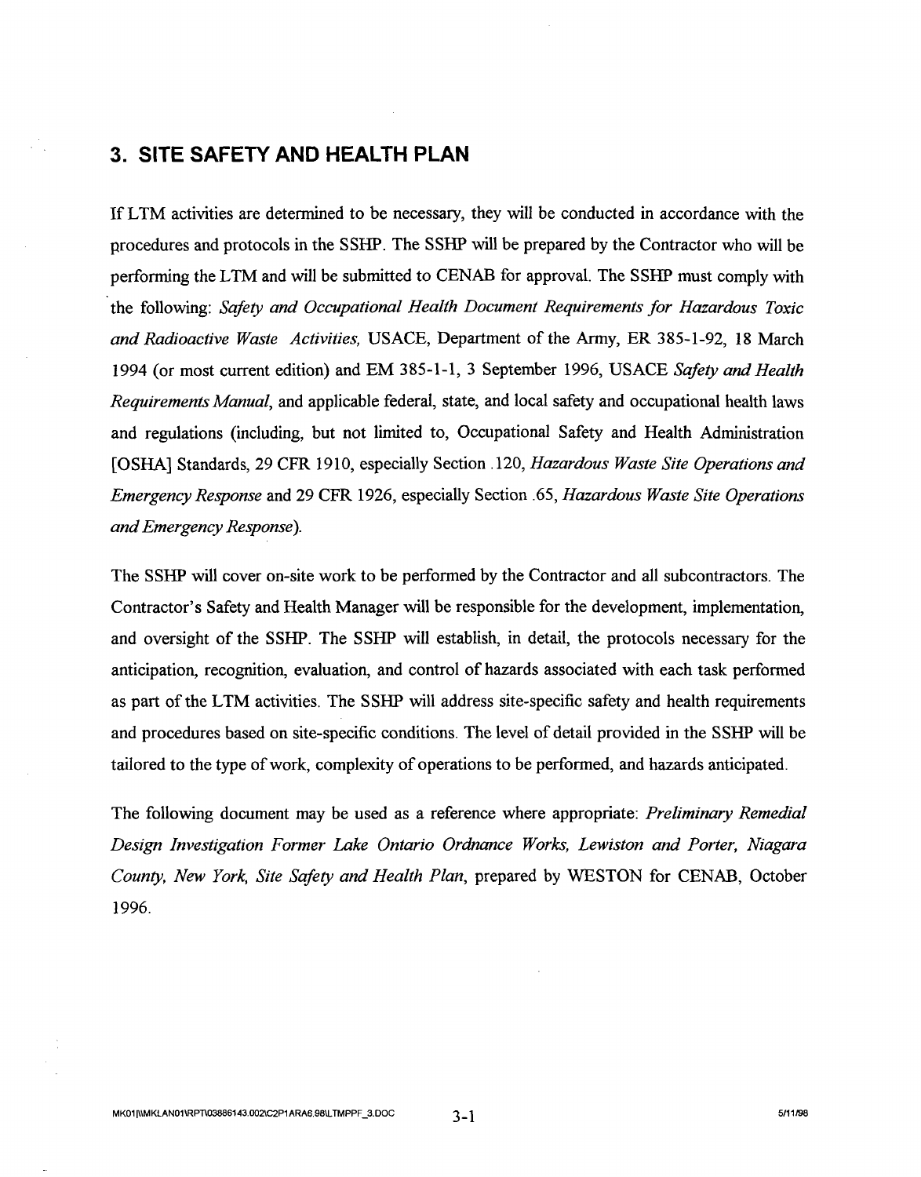## 3. SITE SAFETY AND HEALTH PLAN

If LTM activities are determined to be necessary, they will be conducted in accordance with the procedures and protocols in the SSHP. The SSHP will be prepared by the Contractor who will be performing the LTM and will be submitted to CENAB for approval. The SSHP must comply with the following: *Safety and Occupational Health Document Requirements for Hazardous Toxic and Radioactive Waste Activities,* USACE, Department of the Army, ER 385-1-92, 18 March 1994 (or most current edition) and EM 385-1-1, 3 September 1996, USACE *Safety and Health Requirements Manual,* and applicable federal, state, and local safety and occupational health laws and regulations (including, but not limited to, Occupational Safety and Health Administration [OSHA] Standards, 29 CFR 1910, especially Section .120, *Hazardous Waste Site Operations and Emergency Response* and 29 CFR 1926, especially Section .65, *Hazardous Waste Site Operations and Emergency Response*).

The SSHP will cover on-site work to be performed by the Contractor and all subcontractors. The Contractor's Safety and Health Manager will be responsible for the development, implementation, and oversight of the SSHP. The SSHP will establish, in detail, the protocols necessary for the anticipation, recognition, evaluation, and control of hazards associated with each task performed as part of the LTM activities. The SSHP will address site-specific safety and health requirements and procedures based on site-specific conditions. The level of detail provided in the SSHP will be tailored to the type of work, complexity of operations to be performed, and hazards anticipated.

The following document may be used as a reference where appropriate: *Preliminary Remedial Design Investigation Former Lake Ontario Ordnance Works, Lewiston and Porter, Niagara County, New York, Site Safety and Health Plan,* prepared by WESTON for CENAB, October 1996.